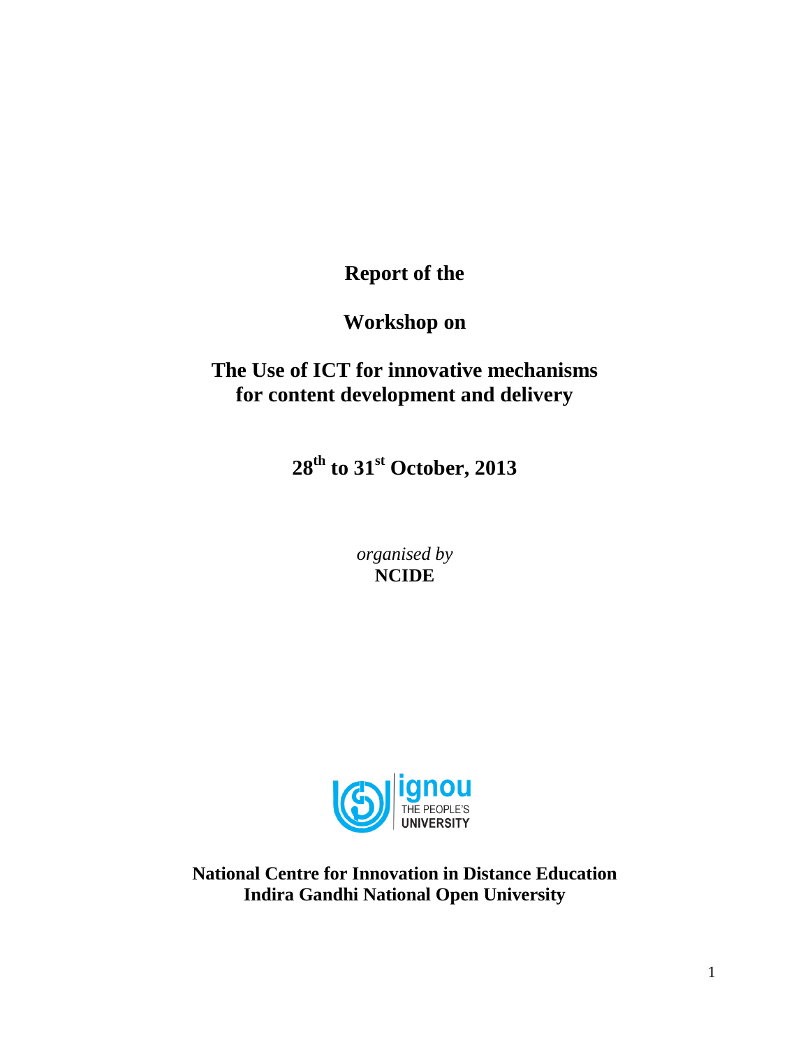# Report of the

# Workshop on

# The Use of ICT for innovative mechanisms for content development and delivery

## 28th to 31st October, 2013

*organised by*
**NCIDE**

ignou
THE PEOPLE'S
UNIVERSITY

**National Centre for Innovation in Distance Education**
**Indira Gandhi National Open University**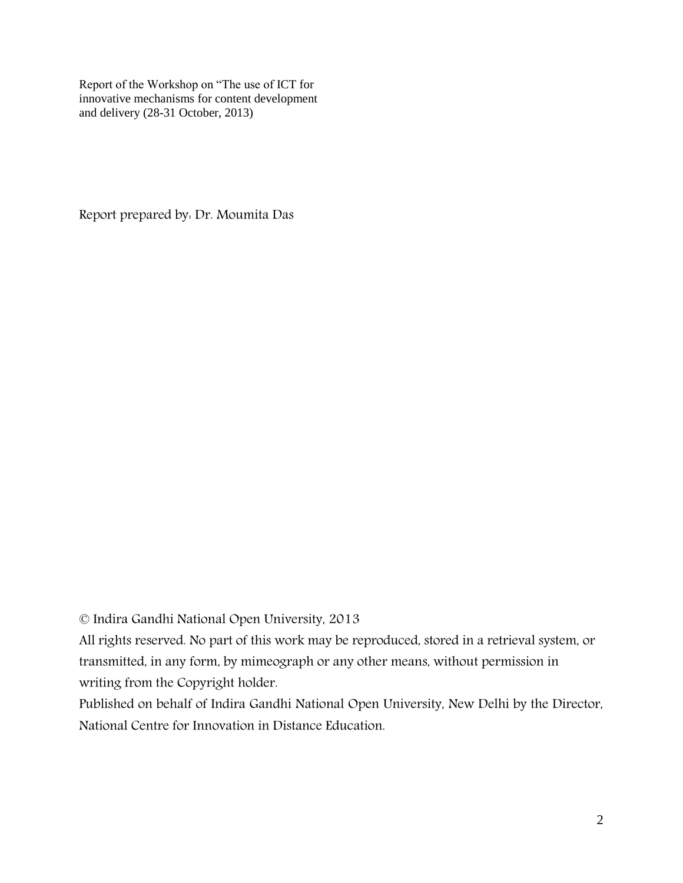Report of the Workshop on "The use of ICT for innovative mechanisms for content development and delivery (28-31 October, 2013)

Report prepared by: Dr. Moumita Das

© Indira Gandhi National Open University, 2013

All rights reserved. No part of this work may be reproduced, stored in a retrieval system, or transmitted, in any form, by mimeograph or any other means, without permission in writing from the Copyright holder.

Published on behalf of Indira Gandhi National Open University, New Delhi by the Director, National Centre for Innovation in Distance Education.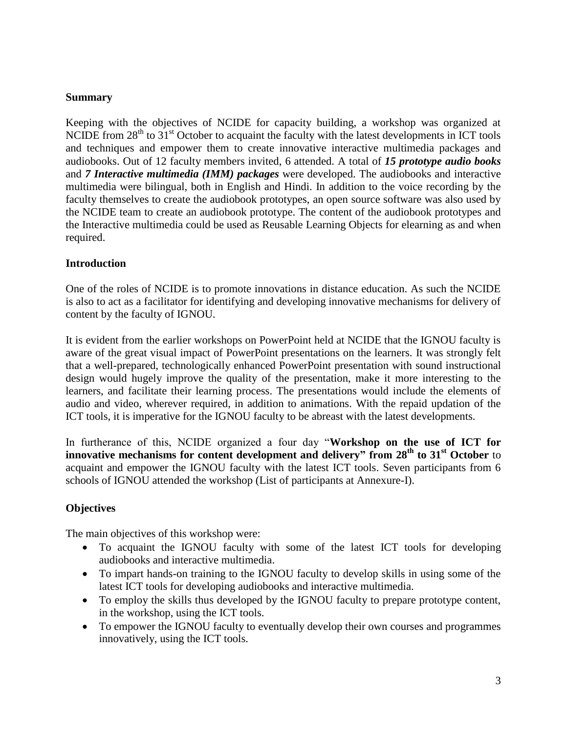## Summary

Keeping with the objectives of NCIDE for capacity building, a workshop was organized at NCIDE from 28th to 31st October to acquaint the faculty with the latest developments in ICT tools and techniques and empower them to create innovative interactive multimedia packages and audiobooks. Out of 12 faculty members invited, 6 attended. A total of ***15 prototype audio books*** and ***7 Interactive multimedia (IMM) packages*** were developed. The audiobooks and interactive multimedia were bilingual, both in English and Hindi. In addition to the voice recording by the faculty themselves to create the audiobook prototypes, an open source software was also used by the NCIDE team to create an audiobook prototype. The content of the audiobook prototypes and the Interactive multimedia could be used as Reusable Learning Objects for elearning as and when required.

## Introduction

One of the roles of NCIDE is to promote innovations in distance education. As such the NCIDE is also to act as a facilitator for identifying and developing innovative mechanisms for delivery of content by the faculty of IGNOU.

It is evident from the earlier workshops on PowerPoint held at NCIDE that the IGNOU faculty is aware of the great visual impact of PowerPoint presentations on the learners. It was strongly felt that a well-prepared, technologically enhanced PowerPoint presentation with sound instructional design would hugely improve the quality of the presentation, make it more interesting to the learners, and facilitate their learning process. The presentations would include the elements of audio and video, wherever required, in addition to animations. With the repaid updation of the ICT tools, it is imperative for the IGNOU faculty to be abreast with the latest developments.

In furtherance of this, NCIDE organized a four day "**Workshop on the use of ICT for innovative mechanisms for content development and delivery" from 28th to 31st October** to acquaint and empower the IGNOU faculty with the latest ICT tools. Seven participants from 6 schools of IGNOU attended the workshop (List of participants at Annexure-I).

## Objectives

The main objectives of this workshop were:

- To acquaint the IGNOU faculty with some of the latest ICT tools for developing audiobooks and interactive multimedia.
- To impart hands-on training to the IGNOU faculty to develop skills in using some of the latest ICT tools for developing audiobooks and interactive multimedia.
- To employ the skills thus developed by the IGNOU faculty to prepare prototype content, in the workshop, using the ICT tools.
- To empower the IGNOU faculty to eventually develop their own courses and programmes innovatively, using the ICT tools.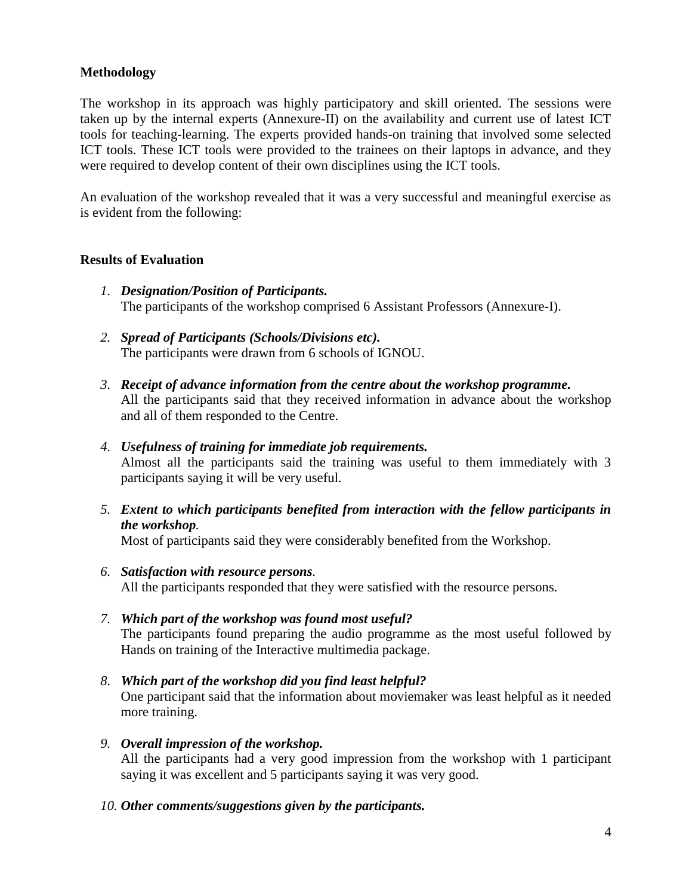**Methodology**

The workshop in its approach was highly participatory and skill oriented. The sessions were taken up by the internal experts (Annexure-II) on the availability and current use of latest ICT tools for teaching-learning. The experts provided hands-on training that involved some selected ICT tools. These ICT tools were provided to the trainees on their laptops in advance, and they were required to develop content of their own disciplines using the ICT tools.

An evaluation of the workshop revealed that it was a very successful and meaningful exercise as is evident from the following:

**Results of Evaluation**

1. ***Designation/Position of Participants.***
   The participants of the workshop comprised 6 Assistant Professors (Annexure-I).

2. ***Spread of Participants (Schools/Divisions etc).***
   The participants were drawn from 6 schools of IGNOU.

3. ***Receipt of advance information from the centre about the workshop programme.***
   All the participants said that they received information in advance about the workshop and all of them responded to the Centre.

4. ***Usefulness of training for immediate job requirements.***
   Almost all the participants said the training was useful to them immediately with 3 participants saying it will be very useful.

5. ***Extent to which participants benefited from interaction with the fellow participants in the workshop.***
   Most of participants said they were considerably benefited from the Workshop.

6. ***Satisfaction with resource persons.***
   All the participants responded that they were satisfied with the resource persons.

7. ***Which part of the workshop was found most useful?***
   The participants found preparing the audio programme as the most useful followed by Hands on training of the Interactive multimedia package.

8. ***Which part of the workshop did you find least helpful?***
   One participant said that the information about moviemaker was least helpful as it needed more training.

9. ***Overall impression of the workshop.***
   All the participants had a very good impression from the workshop with 1 participant saying it was excellent and 5 participants saying it was very good.

10. ***Other comments/suggestions given by the participants.***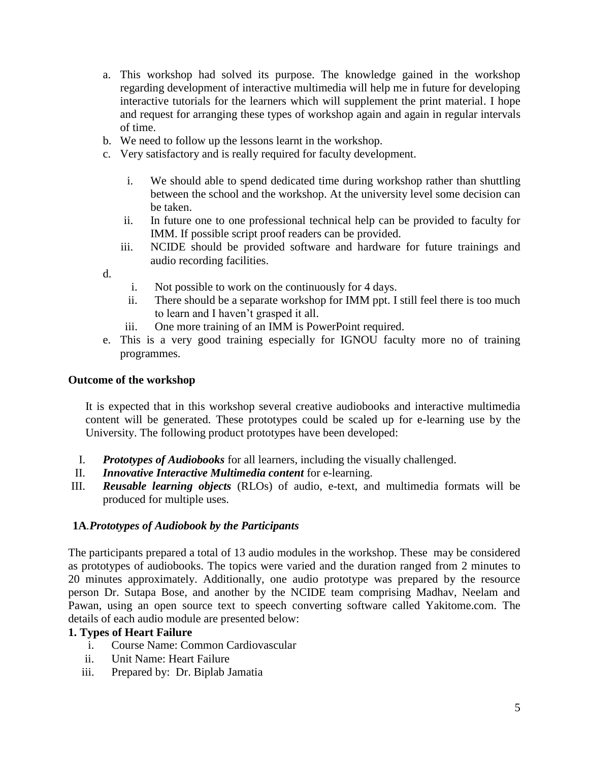a. This workshop had solved its purpose. The knowledge gained in the workshop regarding development of interactive multimedia will help me in future for developing interactive tutorials for the learners which will supplement the print material. I hope and request for arranging these types of workshop again and again in regular intervals of time.
b. We need to follow up the lessons learnt in the workshop.
c. Very satisfactory and is really required for faculty development.

    i. We should able to spend dedicated time during workshop rather than shuttling between the school and the workshop. At the university level some decision can be taken.
    ii. In future one to one professional technical help can be provided to faculty for IMM. If possible script proof readers can be provided.
    iii. NCIDE should be provided software and hardware for future trainings and audio recording facilities.

d.
    i. Not possible to work on the continuously for 4 days.
    ii. There should be a separate workshop for IMM ppt. I still feel there is too much to learn and I haven't grasped it all.
    iii. One more training of an IMM is PowerPoint required.

e. This is a very good training especially for IGNOU faculty more no of training programmes.

**Outcome of the workshop**

It is expected that in this workshop several creative audiobooks and interactive multimedia content will be generated. These prototypes could be scaled up for e-learning use by the University. The following product prototypes have been developed:

I. ***Prototypes of Audiobooks*** for all learners, including the visually challenged.
II. ***Innovative Interactive Multimedia content*** for e-learning.
III. ***Reusable learning objects*** (RLOs) of audio, e-text, and multimedia formats will be produced for multiple uses.

**1A**.***Prototypes of Audiobook by the Participants***

The participants prepared a total of 13 audio modules in the workshop. These may be considered as prototypes of audiobooks. The topics were varied and the duration ranged from 2 minutes to 20 minutes approximately. Additionally, one audio prototype was prepared by the resource person Dr. Sutapa Bose, and another by the NCIDE team comprising Madhav, Neelam and Pawan, using an open source text to speech converting software called Yakitome.com. The details of each audio module are presented below:

**1. Types of Heart Failure**

i. Course Name: Common Cardiovascular
ii. Unit Name: Heart Failure
iii. Prepared by: Dr. Biplab Jamatia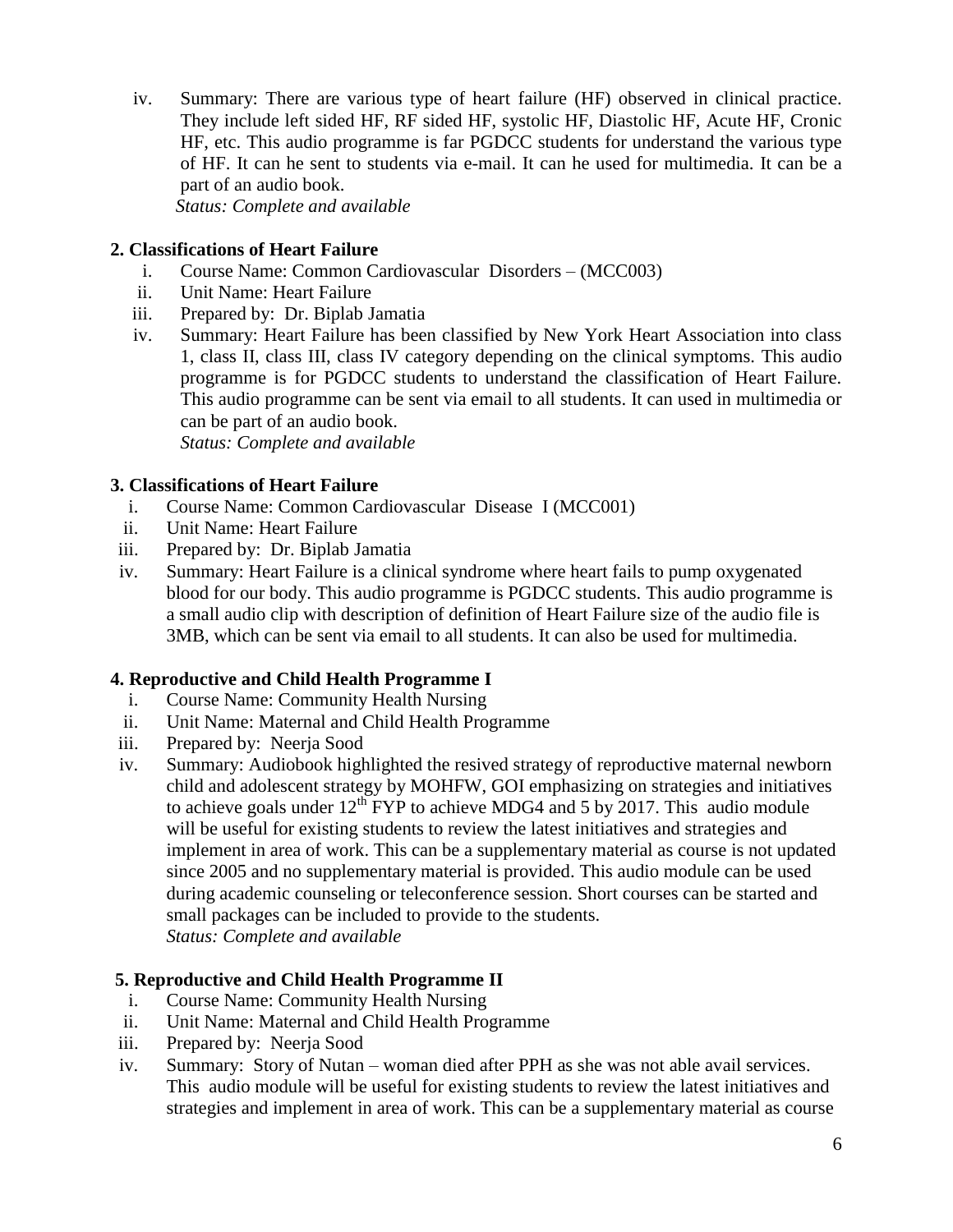iv. Summary: There are various type of heart failure (HF) observed in clinical practice. They include left sided HF, RF sided HF, systolic HF, Diastolic HF, Acute HF, Cronic HF, etc. This audio programme is far PGDCC students for understand the various type of HF. It can he sent to students via e-mail. It can he used for multimedia. It can be a part of an audio book.
*Status: Complete and available*

**2. Classifications of Heart Failure**

i. Course Name: Common Cardiovascular Disorders – (MCC003)
ii. Unit Name: Heart Failure
iii. Prepared by: Dr. Biplab Jamatia
iv. Summary: Heart Failure has been classified by New York Heart Association into class 1, class II, class III, class IV category depending on the clinical symptoms. This audio programme is for PGDCC students to understand the classification of Heart Failure. This audio programme can be sent via email to all students. It can used in multimedia or can be part of an audio book.
*Status: Complete and available*

**3. Classifications of Heart Failure**

i. Course Name: Common Cardiovascular Disease I (MCC001)
ii. Unit Name: Heart Failure
iii. Prepared by: Dr. Biplab Jamatia
iv. Summary: Heart Failure is a clinical syndrome where heart fails to pump oxygenated blood for our body. This audio programme is PGDCC students. This audio programme is a small audio clip with description of definition of Heart Failure size of the audio file is 3MB, which can be sent via email to all students. It can also be used for multimedia.

**4. Reproductive and Child Health Programme I**

i. Course Name: Community Health Nursing
ii. Unit Name: Maternal and Child Health Programme
iii. Prepared by: Neerja Sood
iv. Summary: Audiobook highlighted the resived strategy of reproductive maternal newborn child and adolescent strategy by MOHFW, GOI emphasizing on strategies and initiatives to achieve goals under 12th FYP to achieve MDG4 and 5 by 2017. This audio module will be useful for existing students to review the latest initiatives and strategies and implement in area of work. This can be a supplementary material as course is not updated since 2005 and no supplementary material is provided. This audio module can be used during academic counseling or teleconference session. Short courses can be started and small packages can be included to provide to the students.
*Status: Complete and available*

**5. Reproductive and Child Health Programme II**

i. Course Name: Community Health Nursing
ii. Unit Name: Maternal and Child Health Programme
iii. Prepared by: Neerja Sood
iv. Summary: Story of Nutan – woman died after PPH as she was not able avail services. This audio module will be useful for existing students to review the latest initiatives and strategies and implement in area of work. This can be a supplementary material as course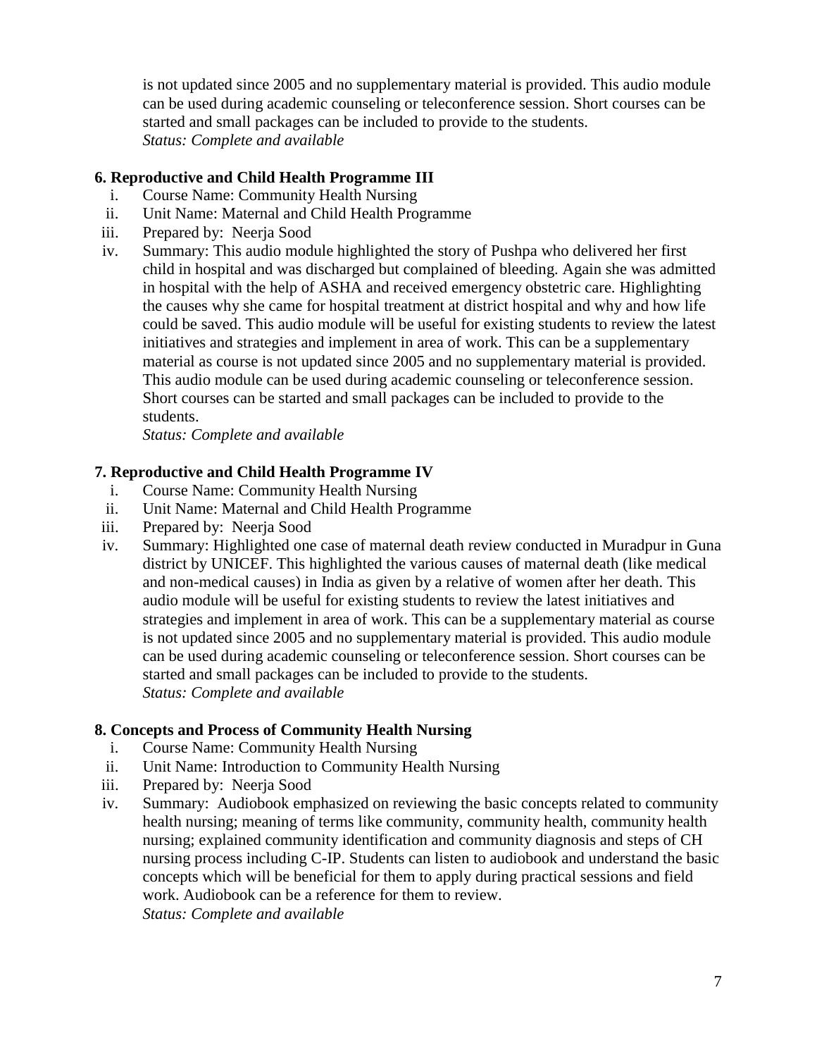is not updated since 2005 and no supplementary material is provided. This audio module can be used during academic counseling or teleconference session. Short courses can be started and small packages can be included to provide to the students.
*Status: Complete and available*

**6. Reproductive and Child Health Programme III**

i. Course Name: Community Health Nursing
ii. Unit Name: Maternal and Child Health Programme
iii. Prepared by: Neerja Sood
iv. Summary: This audio module highlighted the story of Pushpa who delivered her first child in hospital and was discharged but complained of bleeding. Again she was admitted in hospital with the help of ASHA and received emergency obstetric care. Highlighting the causes why she came for hospital treatment at district hospital and why and how life could be saved. This audio module will be useful for existing students to review the latest initiatives and strategies and implement in area of work. This can be a supplementary material as course is not updated since 2005 and no supplementary material is provided. This audio module can be used during academic counseling or teleconference session. Short courses can be started and small packages can be included to provide to the students.
*Status: Complete and available*

**7. Reproductive and Child Health Programme IV**

i. Course Name: Community Health Nursing
ii. Unit Name: Maternal and Child Health Programme
iii. Prepared by: Neerja Sood
iv. Summary: Highlighted one case of maternal death review conducted in Muradpur in Guna district by UNICEF. This highlighted the various causes of maternal death (like medical and non-medical causes) in India as given by a relative of women after her death. This audio module will be useful for existing students to review the latest initiatives and strategies and implement in area of work. This can be a supplementary material as course is not updated since 2005 and no supplementary material is provided. This audio module can be used during academic counseling or teleconference session. Short courses can be started and small packages can be included to provide to the students.
*Status: Complete and available*

**8. Concepts and Process of Community Health Nursing**

i. Course Name: Community Health Nursing
ii. Unit Name: Introduction to Community Health Nursing
iii. Prepared by: Neerja Sood
iv. Summary: Audiobook emphasized on reviewing the basic concepts related to community health nursing; meaning of terms like community, community health, community health nursing; explained community identification and community diagnosis and steps of CH nursing process including C-IP. Students can listen to audiobook and understand the basic concepts which will be beneficial for them to apply during practical sessions and field work. Audiobook can be a reference for them to review.
*Status: Complete and available*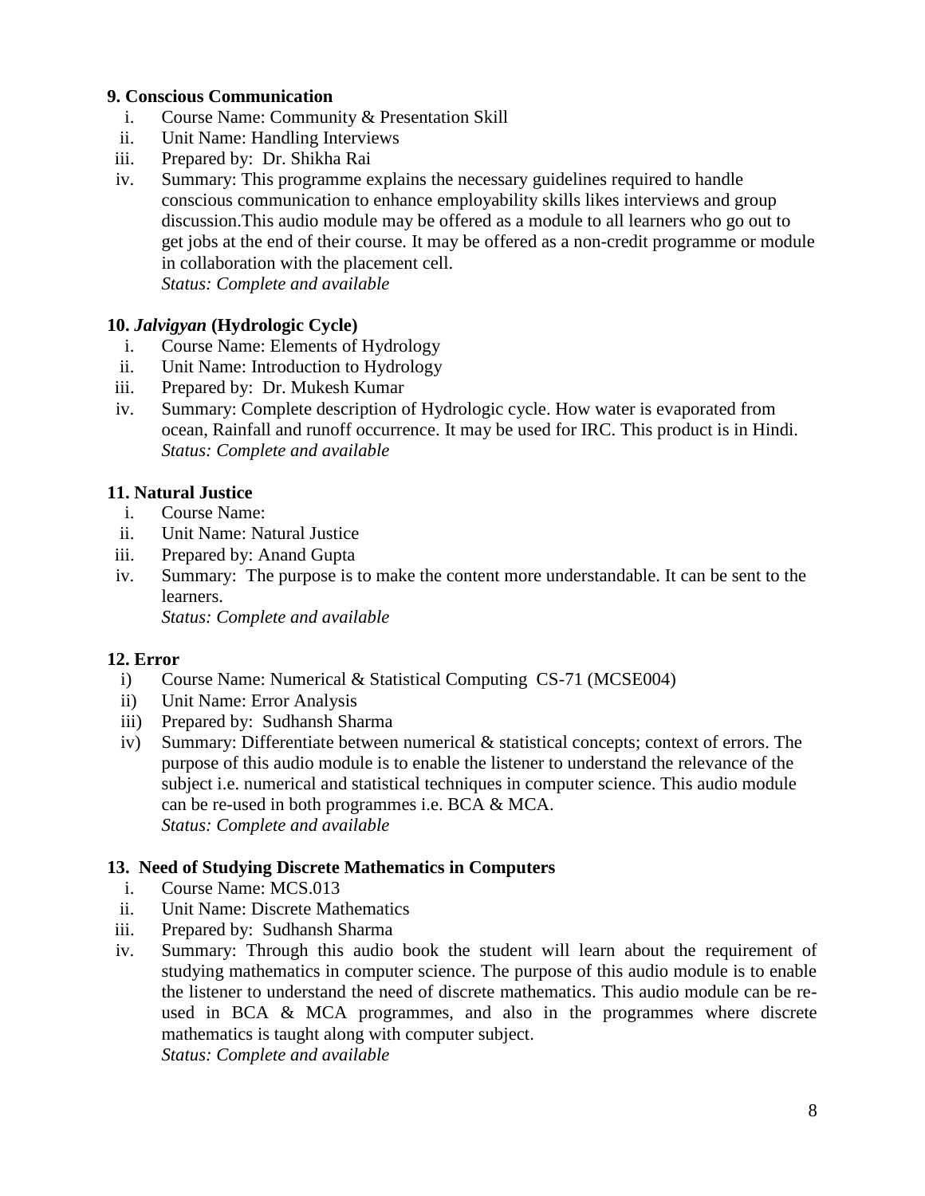**9. Conscious Communication**

i. Course Name: Community & Presentation Skill
ii. Unit Name: Handling Interviews
iii. Prepared by: Dr. Shikha Rai
iv. Summary: This programme explains the necessary guidelines required to handle conscious communication to enhance employability skills likes interviews and group discussion.This audio module may be offered as a module to all learners who go out to get jobs at the end of their course. It may be offered as a non-credit programme or module in collaboration with the placement cell.
*Status: Complete and available*

**10. *Jalvigyan* (Hydrologic Cycle)**

i. Course Name: Elements of Hydrology
ii. Unit Name: Introduction to Hydrology
iii. Prepared by: Dr. Mukesh Kumar
iv. Summary: Complete description of Hydrologic cycle. How water is evaporated from ocean, Rainfall and runoff occurrence. It may be used for IRC. This product is in Hindi.
*Status: Complete and available*

**11. Natural Justice**

i. Course Name:
ii. Unit Name: Natural Justice
iii. Prepared by: Anand Gupta
iv. Summary: The purpose is to make the content more understandable. It can be sent to the learners.
*Status: Complete and available*

**12. Error**

i) Course Name: Numerical & Statistical Computing CS-71 (MCSE004)
ii) Unit Name: Error Analysis
iii) Prepared by: Sudhansh Sharma
iv) Summary: Differentiate between numerical & statistical concepts; context of errors. The purpose of this audio module is to enable the listener to understand the relevance of the subject i.e. numerical and statistical techniques in computer science. This audio module can be re-used in both programmes i.e. BCA & MCA.
*Status: Complete and available*

**13. Need of Studying Discrete Mathematics in Computers**

i. Course Name: MCS.013
ii. Unit Name: Discrete Mathematics
iii. Prepared by: Sudhansh Sharma
iv. Summary: Through this audio book the student will learn about the requirement of studying mathematics in computer science. The purpose of this audio module is to enable the listener to understand the need of discrete mathematics. This audio module can be re-used in BCA & MCA programmes, and also in the programmes where discrete mathematics is taught along with computer subject.
*Status: Complete and available*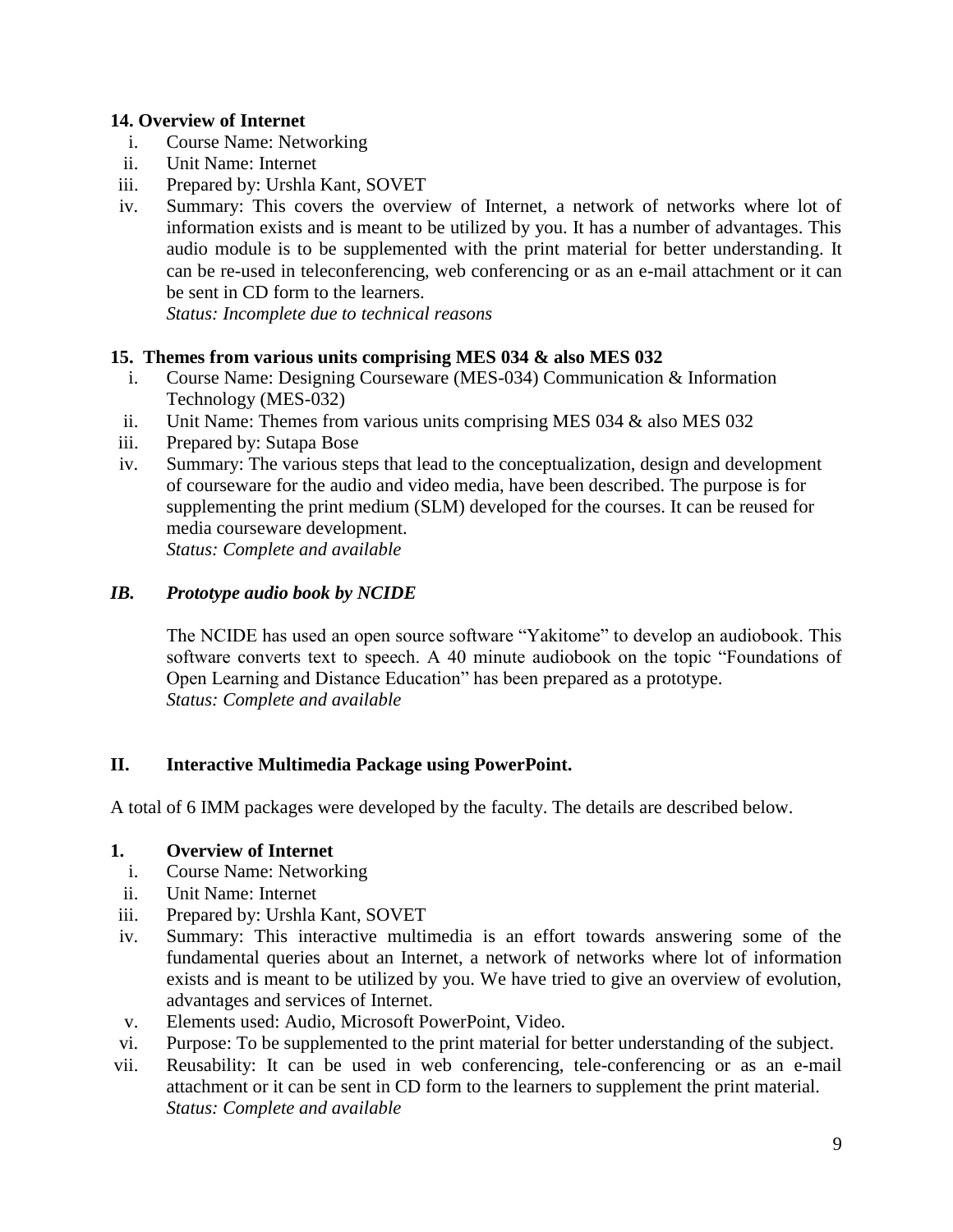**14. Overview of Internet**

i. Course Name: Networking
ii. Unit Name: Internet
iii. Prepared by: Urshla Kant, SOVET
iv. Summary: This covers the overview of Internet, a network of networks where lot of information exists and is meant to be utilized by you. It has a number of advantages. This audio module is to be supplemented with the print material for better understanding. It can be re-used in teleconferencing, web conferencing or as an e-mail attachment or it can be sent in CD form to the learners.
*Status: Incomplete due to technical reasons*

**15. Themes from various units comprising MES 034 & also MES 032**

i. Course Name: Designing Courseware (MES-034) Communication & Information Technology (MES-032)
ii. Unit Name: Themes from various units comprising MES 034 & also MES 032
iii. Prepared by: Sutapa Bose
iv. Summary: The various steps that lead to the conceptualization, design and development of courseware for the audio and video media, have been described. The purpose is for supplementing the print medium (SLM) developed for the courses. It can be reused for media courseware development.
*Status: Complete and available*

***IB. Prototype audio book by NCIDE***

The NCIDE has used an open source software "Yakitome" to develop an audiobook. This software converts text to speech. A 40 minute audiobook on the topic "Foundations of Open Learning and Distance Education" has been prepared as a prototype.
*Status: Complete and available*

**II. Interactive Multimedia Package using PowerPoint.**

A total of 6 IMM packages were developed by the faculty. The details are described below.

**1. Overview of Internet**

i. Course Name: Networking
ii. Unit Name: Internet
iii. Prepared by: Urshla Kant, SOVET
iv. Summary: This interactive multimedia is an effort towards answering some of the fundamental queries about an Internet, a network of networks where lot of information exists and is meant to be utilized by you. We have tried to give an overview of evolution, advantages and services of Internet.
v. Elements used: Audio, Microsoft PowerPoint, Video.
vi. Purpose: To be supplemented to the print material for better understanding of the subject.
vii. Reusability: It can be used in web conferencing, tele-conferencing or as an e-mail attachment or it can be sent in CD form to the learners to supplement the print material.
*Status: Complete and available*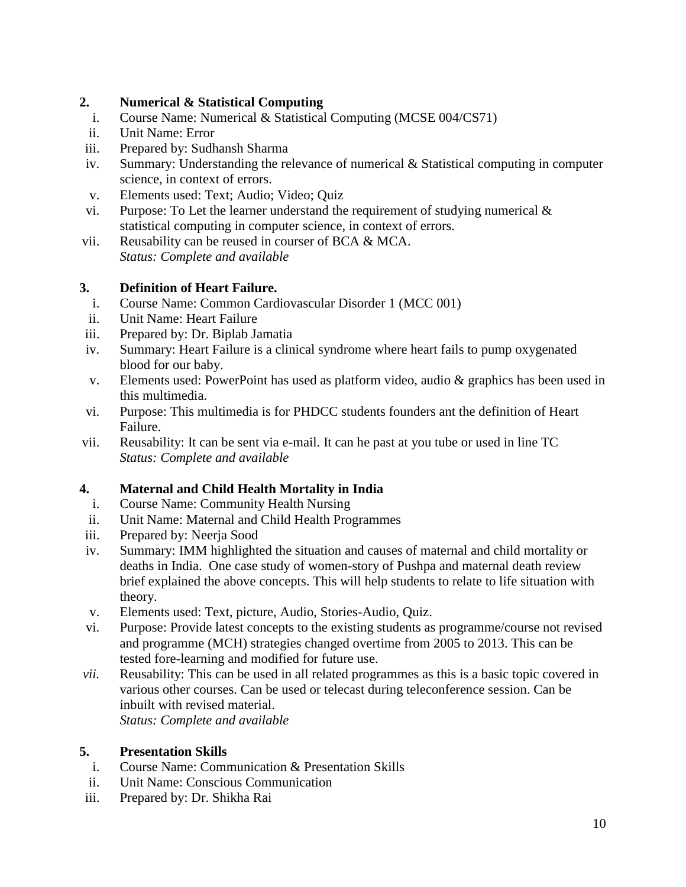**2. Numerical & Statistical Computing**

i. Course Name: Numerical & Statistical Computing (MCSE 004/CS71)
ii. Unit Name: Error
iii. Prepared by: Sudhansh Sharma
iv. Summary: Understanding the relevance of numerical & Statistical computing in computer science, in context of errors.
v. Elements used: Text; Audio; Video; Quiz
vi. Purpose: To Let the learner understand the requirement of studying numerical & statistical computing in computer science, in context of errors.
vii. Reusability can be reused in courser of BCA & MCA.
*Status: Complete and available*

**3. Definition of Heart Failure.**

i. Course Name: Common Cardiovascular Disorder 1 (MCC 001)
ii. Unit Name: Heart Failure
iii. Prepared by: Dr. Biplab Jamatia
iv. Summary: Heart Failure is a clinical syndrome where heart fails to pump oxygenated blood for our baby.
v. Elements used: PowerPoint has used as platform video, audio & graphics has been used in this multimedia.
vi. Purpose: This multimedia is for PHDCC students founders ant the definition of Heart Failure.
vii. Reusability: It can be sent via e-mail. It can he past at you tube or used in line TC
*Status: Complete and available*

**4. Maternal and Child Health Mortality in India**

i. Course Name: Community Health Nursing
ii. Unit Name: Maternal and Child Health Programmes
iii. Prepared by: Neerja Sood
iv. Summary: IMM highlighted the situation and causes of maternal and child mortality or deaths in India. One case study of women-story of Pushpa and maternal death review brief explained the above concepts. This will help students to relate to life situation with theory.
v. Elements used: Text, picture, Audio, Stories-Audio, Quiz.
vi. Purpose: Provide latest concepts to the existing students as programme/course not revised and programme (MCH) strategies changed overtime from 2005 to 2013. This can be tested fore-learning and modified for future use.
*vii.* Reusability: This can be used in all related programmes as this is a basic topic covered in various other courses. Can be used or telecast during teleconference session. Can be inbuilt with revised material.
*Status: Complete and available*

**5. Presentation Skills**

i. Course Name: Communication & Presentation Skills
ii. Unit Name: Conscious Communication
iii. Prepared by: Dr. Shikha Rai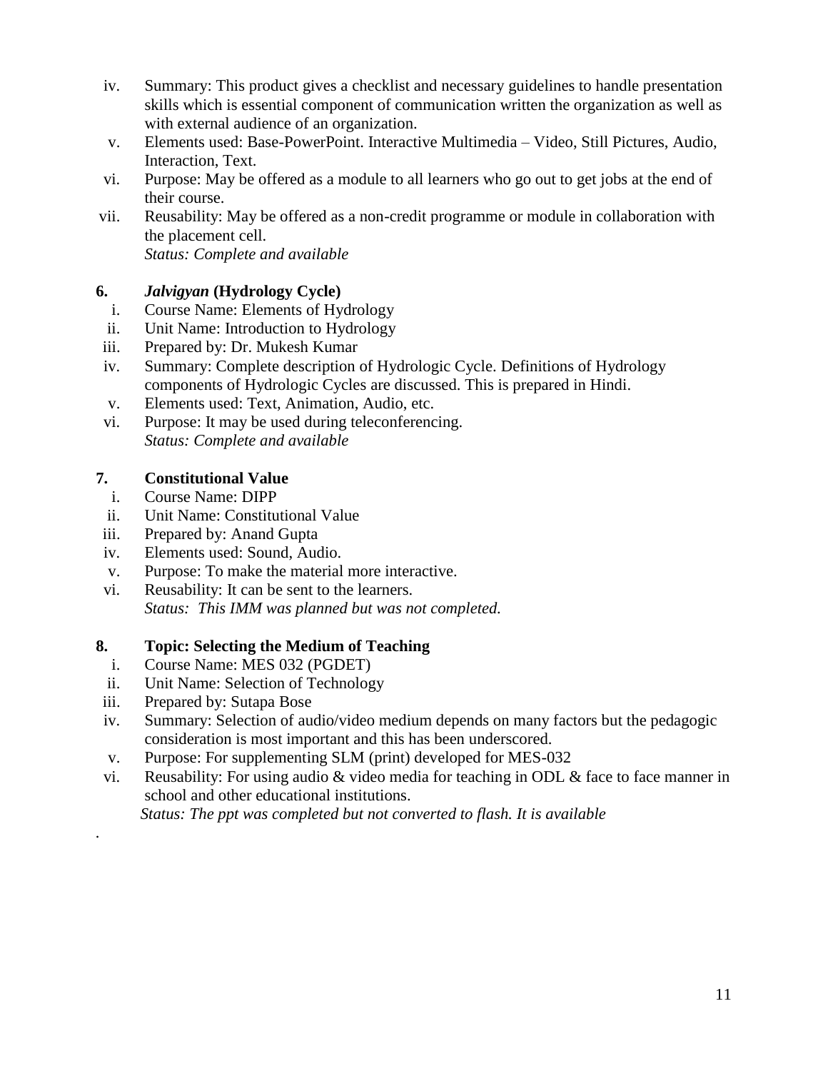iv. Summary: This product gives a checklist and necessary guidelines to handle presentation skills which is essential component of communication written the organization as well as with external audience of an organization.

v. Elements used: Base-PowerPoint. Interactive Multimedia – Video, Still Pictures, Audio, Interaction, Text.

vi. Purpose: May be offered as a module to all learners who go out to get jobs at the end of their course.

vii. Reusability: May be offered as a non-credit programme or module in collaboration with the placement cell.
*Status: Complete and available*

### 6. *Jalvigyan* (Hydrology Cycle)

i. Course Name: Elements of Hydrology

ii. Unit Name: Introduction to Hydrology

iii. Prepared by: Dr. Mukesh Kumar

iv. Summary: Complete description of Hydrologic Cycle. Definitions of Hydrology components of Hydrologic Cycles are discussed. This is prepared in Hindi.

v. Elements used: Text, Animation, Audio, etc.

vi. Purpose: It may be used during teleconferencing.
*Status: Complete and available*

### 7. Constitutional Value

i. Course Name: DIPP

ii. Unit Name: Constitutional Value

iii. Prepared by: Anand Gupta

iv. Elements used: Sound, Audio.

v. Purpose: To make the material more interactive.

vi. Reusability: It can be sent to the learners.
*Status: This IMM was planned but was not completed.*

### 8. Topic: Selecting the Medium of Teaching

i. Course Name: MES 032 (PGDET)

ii. Unit Name: Selection of Technology

iii. Prepared by: Sutapa Bose

iv. Summary: Selection of audio/video medium depends on many factors but the pedagogic consideration is most important and this has been underscored.

v. Purpose: For supplementing SLM (print) developed for MES-032

vi. Reusability: For using audio & video media for teaching in ODL & face to face manner in school and other educational institutions.
*Status: The ppt was completed but not converted to flash. It is available*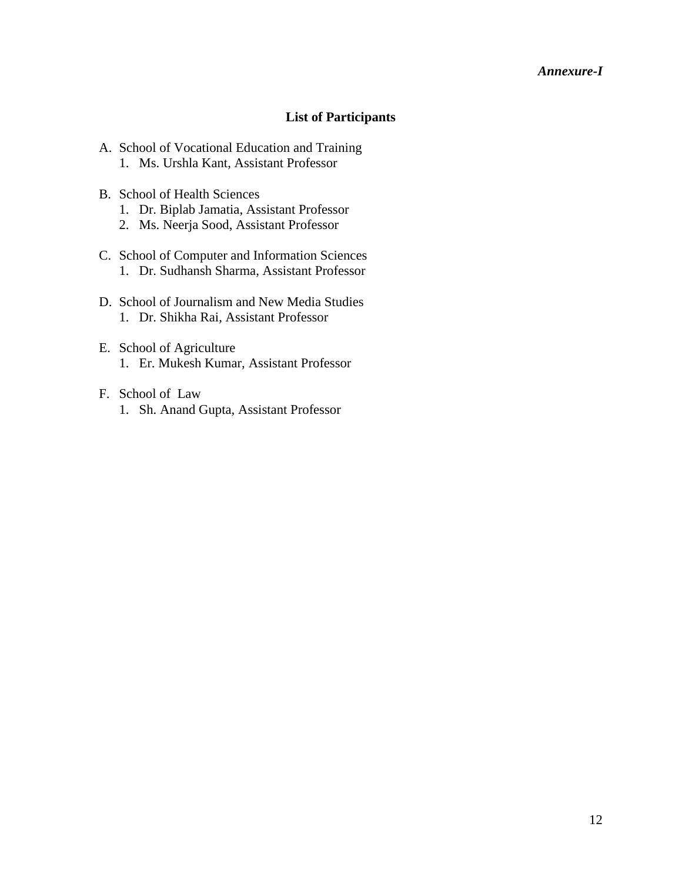*Annexure-I*

## List of Participants

A. School of Vocational Education and Training
   1. Ms. Urshla Kant, Assistant Professor

B. School of Health Sciences
   1. Dr. Biplab Jamatia, Assistant Professor
   2. Ms. Neerja Sood, Assistant Professor

C. School of Computer and Information Sciences
   1. Dr. Sudhansh Sharma, Assistant Professor

D. School of Journalism and New Media Studies
   1. Dr. Shikha Rai, Assistant Professor

E. School of Agriculture
   1. Er. Mukesh Kumar, Assistant Professor

F. School of Law
   1. Sh. Anand Gupta, Assistant Professor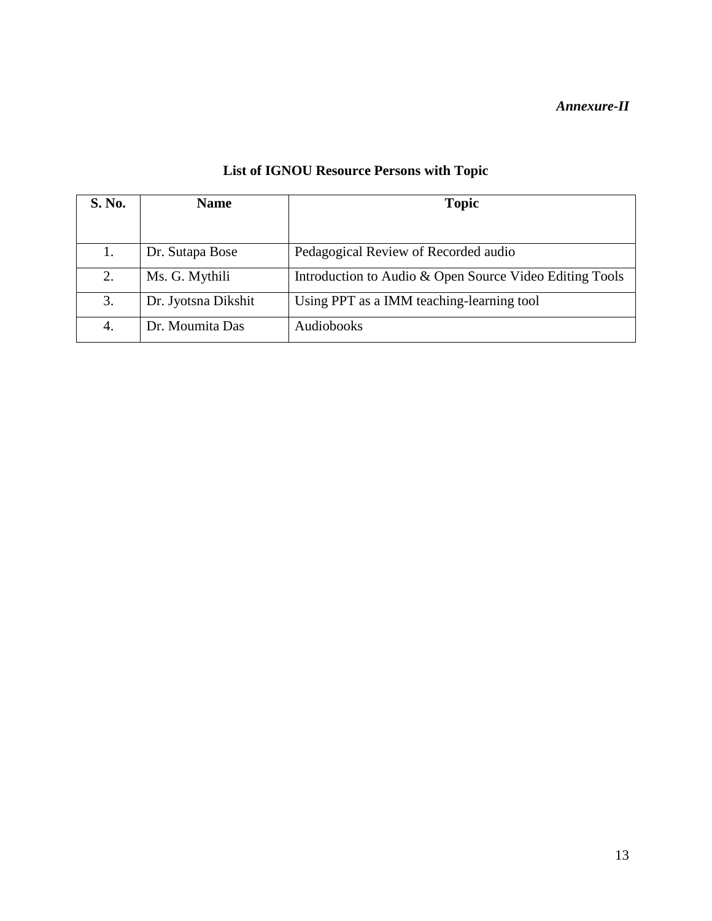*Annexure-II*

## List of IGNOU Resource Persons with Topic

| S. No. | Name | Topic |
| --- | --- | --- |
| 1. | Dr. Sutapa Bose | Pedagogical Review of Recorded audio |
| 2. | Ms. G. Mythili | Introduction to Audio & Open Source Video Editing Tools |
| 3. | Dr. Jyotsna Dikshit | Using PPT as a IMM teaching-learning tool |
| 4. | Dr. Moumita Das | Audiobooks |